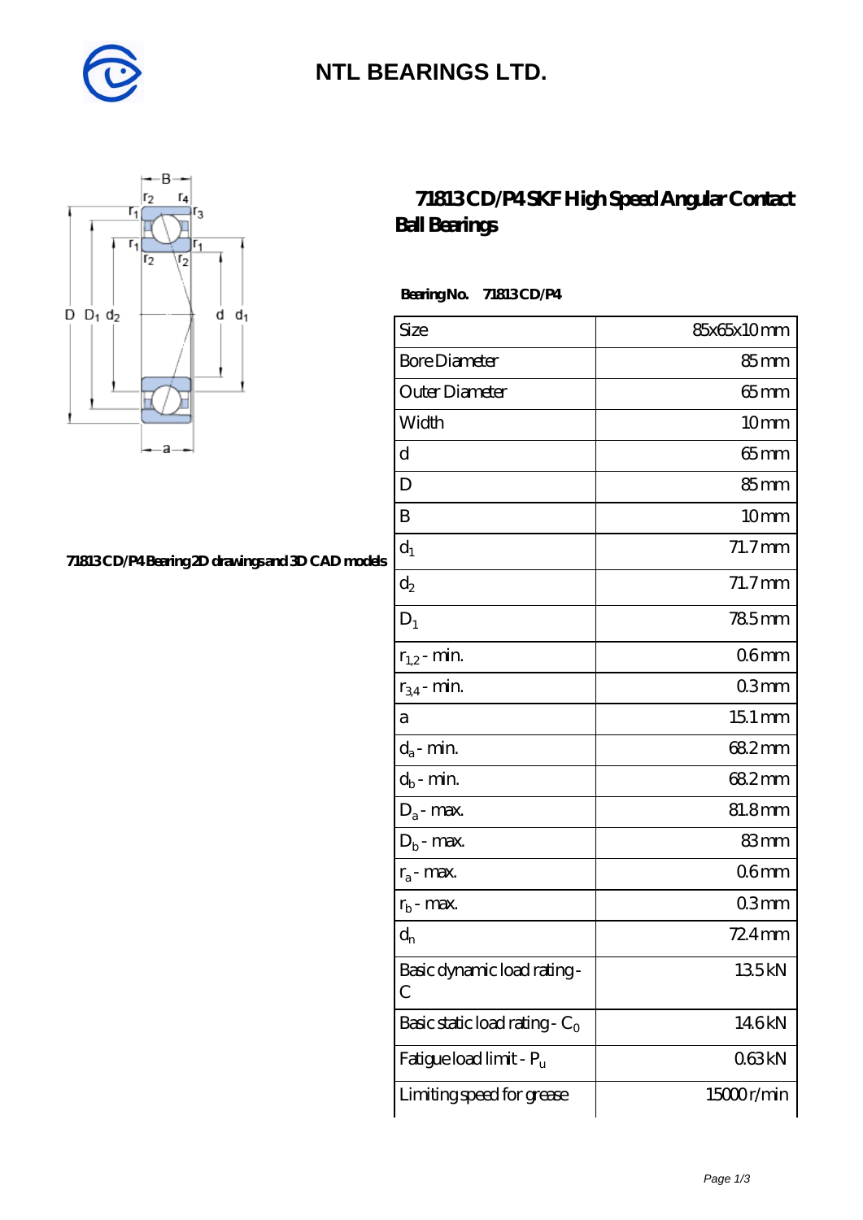NTL BEARINGS LTD.

# 71813 CD/P4 SKF High Speed Angular Contact Ball Bearings

71813 CD/P4 Bearing 2D drawings and 3D CAD models

**Bearing No. 71813 CD/P4**

| | |
|---|---|
| Size | 85x65x10 mm |
| Bore Diameter | 85 mm |
| Outer Diameter | 65 mm |
| Width | 10 mm |
| d | 65 mm |
| D | 85 mm |
| B | 10 mm |
| $d_1$ | 71.7 mm |
| $d_2$ | 71.7 mm |
| $D_1$ | 78.5 mm |
| $r_{1,2}$ - min. | 0.6 mm |
| $r_{3,4}$ - min. | 0.3 mm |
| a | 15.1 mm |
| $d_a$ - min. | 68.2 mm |
| $d_b$ - min. | 68.2 mm |
| $D_a$ - max. | 81.8 mm |
| $D_b$ - max. | 83 mm |
| $r_a$ - max. | 0.6 mm |
| $r_b$ - max. | 0.3 mm |
| $d_n$ | 72.4 mm |
| Basic dynamic load rating - C | 13.5 kN |
| Basic static load rating - $C_0$ | 14.6 kN |
| Fatigue load limit - $P_u$ | 0.63 kN |
| Limiting speed for grease | 15000 r/min |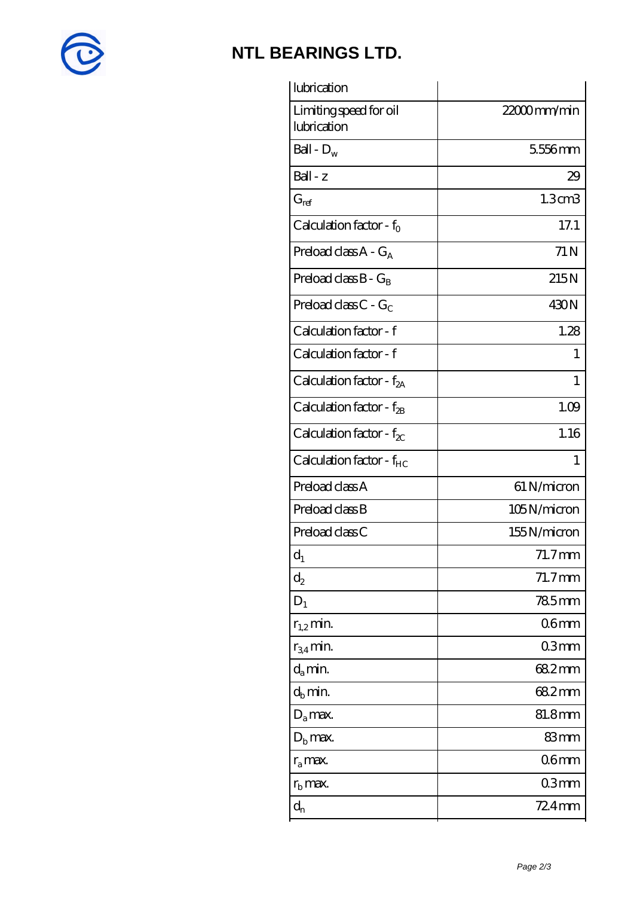# NTL BEARINGS LTD.

| lubrication | |
|---|---|
| Limiting speed for oil lubrication | 22000 mm/min |
| Ball - $D_w$ | 5.556 mm |
| Ball - z | 29 |
| $G_{ref}$ | 1.3 cm3 |
| Calculation factor - $f_0$ | 17.1 |
| Preload class A - $G_A$ | 71 N |
| Preload class B - $G_B$ | 215 N |
| Preload class C - $G_C$ | 430 N |
| Calculation factor - f | 1.28 |
| Calculation factor - f | 1 |
| Calculation factor - $f_{2A}$ | 1 |
| Calculation factor - $f_{2B}$ | 1.09 |
| Calculation factor - $f_{2C}$ | 1.16 |
| Calculation factor - $f_{HC}$ | 1 |
| Preload class A | 61 N/micron |
| Preload class B | 105 N/micron |
| Preload class C | 155 N/micron |
| $d_1$ | 71.7 mm |
| $d_2$ | 71.7 mm |
| $D_1$ | 78.5 mm |
| $r_{1,2}$ min. | 0.6 mm |
| $r_{3,4}$ min. | 0.3 mm |
| $d_a$ min. | 68.2 mm |
| $d_b$ min. | 68.2 mm |
| $D_a$ max. | 81.8 mm |
| $D_b$ max. | 83 mm |
| $r_a$ max. | 0.6 mm |
| $r_b$ max. | 0.3 mm |
| $d_n$ | 72.4 mm |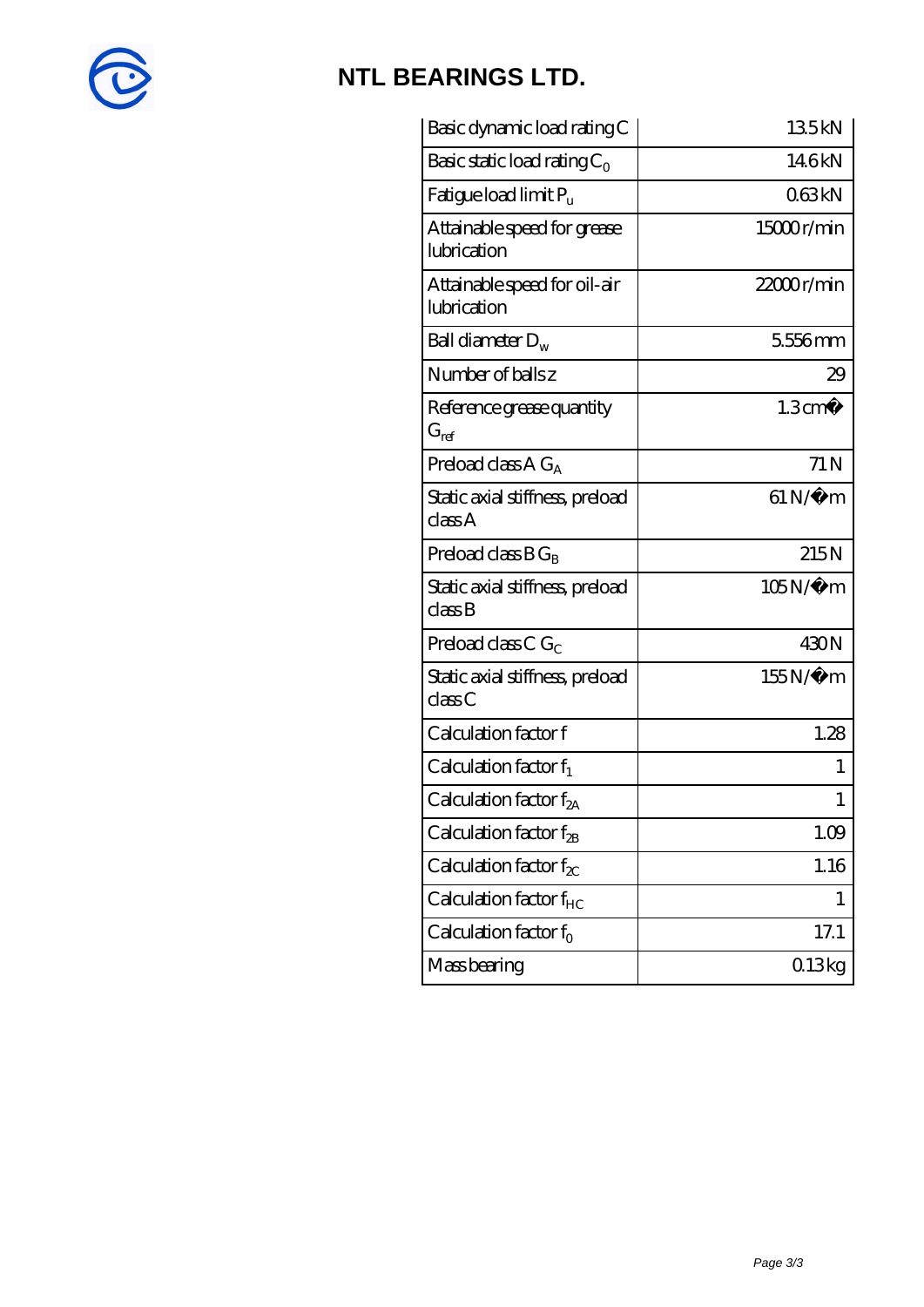# NTL BEARINGS LTD.

| | |
|---|---|
| Basic dynamic load rating C | 13.5 kN |
| Basic static load rating $C_0$ | 14.6 kN |
| Fatigue load limit $P_u$ | 0.63 kN |
| Attainable speed for grease lubrication | 15000 r/min |
| Attainable speed for oil-air lubrication | 22000 r/min |
| Ball diameter $D_w$ | 5.556 mm |
| Number of balls z | 29 |
| Reference grease quantity $G_{ref}$ | 1.3 cm� |
| Preload class A $G_A$ | 71 N |
| Static axial stiffness, preload class A | 61 N/�m |
| Preload class B $G_B$ | 215 N |
| Static axial stiffness, preload class B | 105 N/�m |
| Preload class C $G_C$ | 430 N |
| Static axial stiffness, preload class C | 155 N/�m |
| Calculation factor f | 1.28 |
| Calculation factor $f_1$ | 1 |
| Calculation factor $f_{2A}$ | 1 |
| Calculation factor $f_{2B}$ | 1.09 |
| Calculation factor $f_{2C}$ | 1.16 |
| Calculation factor $f_{HC}$ | 1 |
| Calculation factor $f_0$ | 17.1 |
| Mass bearing | 0.13 kg |